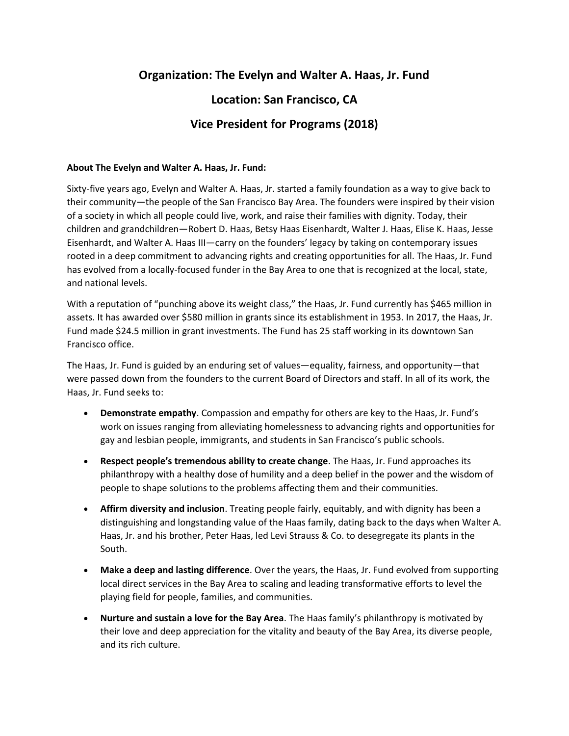# Organization: The Evelyn and Walter A. Haas, Jr. Fund

# Location: San Francisco, CA

# Vice President for Programs (2018)

**About The Evelyn and Walter A. Haas, Jr. Fund:**

Sixty-five years ago, Evelyn and Walter A. Haas, Jr. started a family foundation as a way to give back to their community—the people of the San Francisco Bay Area. The founders were inspired by their vision of a society in which all people could live, work, and raise their families with dignity. Today, their children and grandchildren—Robert D. Haas, Betsy Haas Eisenhardt, Walter J. Haas, Elise K. Haas, Jesse Eisenhardt, and Walter A. Haas III—carry on the founders' legacy by taking on contemporary issues rooted in a deep commitment to advancing rights and creating opportunities for all. The Haas, Jr. Fund has evolved from a locally-focused funder in the Bay Area to one that is recognized at the local, state, and national levels.

With a reputation of "punching above its weight class," the Haas, Jr. Fund currently has $465 million in assets. It has awarded over $580 million in grants since its establishment in 1953. In 2017, the Haas, Jr. Fund made $24.5 million in grant investments. The Fund has 25 staff working in its downtown San Francisco office.

The Haas, Jr. Fund is guided by an enduring set of values—equality, fairness, and opportunity—that were passed down from the founders to the current Board of Directors and staff. In all of its work, the Haas, Jr. Fund seeks to:

- **Demonstrate empathy**. Compassion and empathy for others are key to the Haas, Jr. Fund's work on issues ranging from alleviating homelessness to advancing rights and opportunities for gay and lesbian people, immigrants, and students in San Francisco's public schools.
- **Respect people's tremendous ability to create change**. The Haas, Jr. Fund approaches its philanthropy with a healthy dose of humility and a deep belief in the power and the wisdom of people to shape solutions to the problems affecting them and their communities.
- **Affirm diversity and inclusion**. Treating people fairly, equitably, and with dignity has been a distinguishing and longstanding value of the Haas family, dating back to the days when Walter A. Haas, Jr. and his brother, Peter Haas, led Levi Strauss & Co. to desegregate its plants in the South.
- **Make a deep and lasting difference**. Over the years, the Haas, Jr. Fund evolved from supporting local direct services in the Bay Area to scaling and leading transformative efforts to level the playing field for people, families, and communities.
- **Nurture and sustain a love for the Bay Area**. The Haas family's philanthropy is motivated by their love and deep appreciation for the vitality and beauty of the Bay Area, its diverse people, and its rich culture.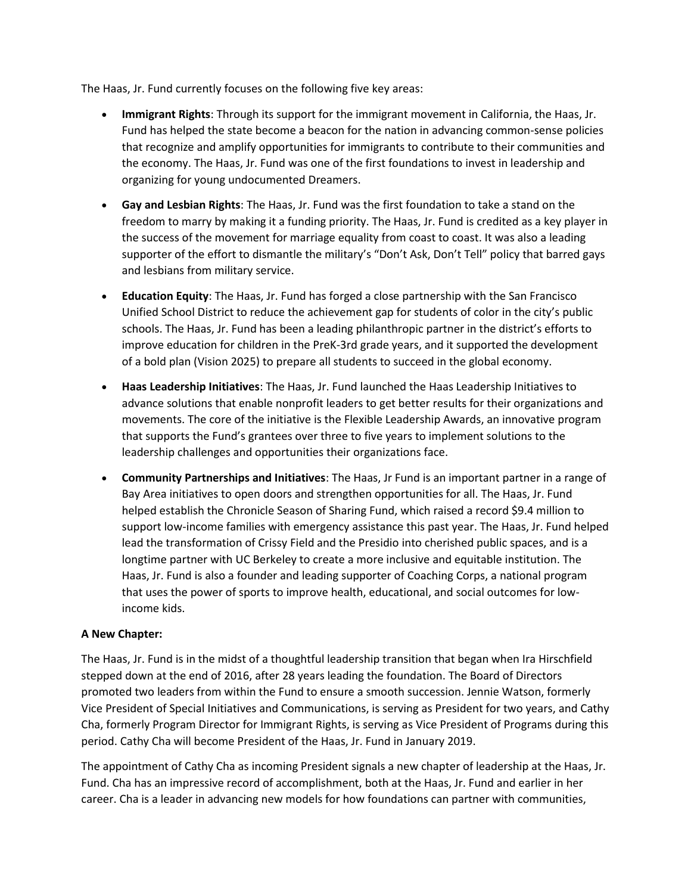The Haas, Jr. Fund currently focuses on the following five key areas:

- **Immigrant Rights**: Through its support for the immigrant movement in California, the Haas, Jr. Fund has helped the state become a beacon for the nation in advancing common-sense policies that recognize and amplify opportunities for immigrants to contribute to their communities and the economy. The Haas, Jr. Fund was one of the first foundations to invest in leadership and organizing for young undocumented Dreamers.

- **Gay and Lesbian Rights**: The Haas, Jr. Fund was the first foundation to take a stand on the freedom to marry by making it a funding priority. The Haas, Jr. Fund is credited as a key player in the success of the movement for marriage equality from coast to coast. It was also a leading supporter of the effort to dismantle the military's "Don't Ask, Don't Tell" policy that barred gays and lesbians from military service.

- **Education Equity**: The Haas, Jr. Fund has forged a close partnership with the San Francisco Unified School District to reduce the achievement gap for students of color in the city's public schools. The Haas, Jr. Fund has been a leading philanthropic partner in the district's efforts to improve education for children in the PreK-3rd grade years, and it supported the development of a bold plan (Vision 2025) to prepare all students to succeed in the global economy.

- **Haas Leadership Initiatives**: The Haas, Jr. Fund launched the Haas Leadership Initiatives to advance solutions that enable nonprofit leaders to get better results for their organizations and movements. The core of the initiative is the Flexible Leadership Awards, an innovative program that supports the Fund's grantees over three to five years to implement solutions to the leadership challenges and opportunities their organizations face.

- **Community Partnerships and Initiatives**: The Haas, Jr Fund is an important partner in a range of Bay Area initiatives to open doors and strengthen opportunities for all. The Haas, Jr. Fund helped establish the Chronicle Season of Sharing Fund, which raised a record $9.4 million to support low-income families with emergency assistance this past year. The Haas, Jr. Fund helped lead the transformation of Crissy Field and the Presidio into cherished public spaces, and is a longtime partner with UC Berkeley to create a more inclusive and equitable institution. The Haas, Jr. Fund is also a founder and leading supporter of Coaching Corps, a national program that uses the power of sports to improve health, educational, and social outcomes for low-income kids.

**A New Chapter:**

The Haas, Jr. Fund is in the midst of a thoughtful leadership transition that began when Ira Hirschfield stepped down at the end of 2016, after 28 years leading the foundation. The Board of Directors promoted two leaders from within the Fund to ensure a smooth succession. Jennie Watson, formerly Vice President of Special Initiatives and Communications, is serving as President for two years, and Cathy Cha, formerly Program Director for Immigrant Rights, is serving as Vice President of Programs during this period. Cathy Cha will become President of the Haas, Jr. Fund in January 2019.

The appointment of Cathy Cha as incoming President signals a new chapter of leadership at the Haas, Jr. Fund. Cha has an impressive record of accomplishment, both at the Haas, Jr. Fund and earlier in her career. Cha is a leader in advancing new models for how foundations can partner with communities,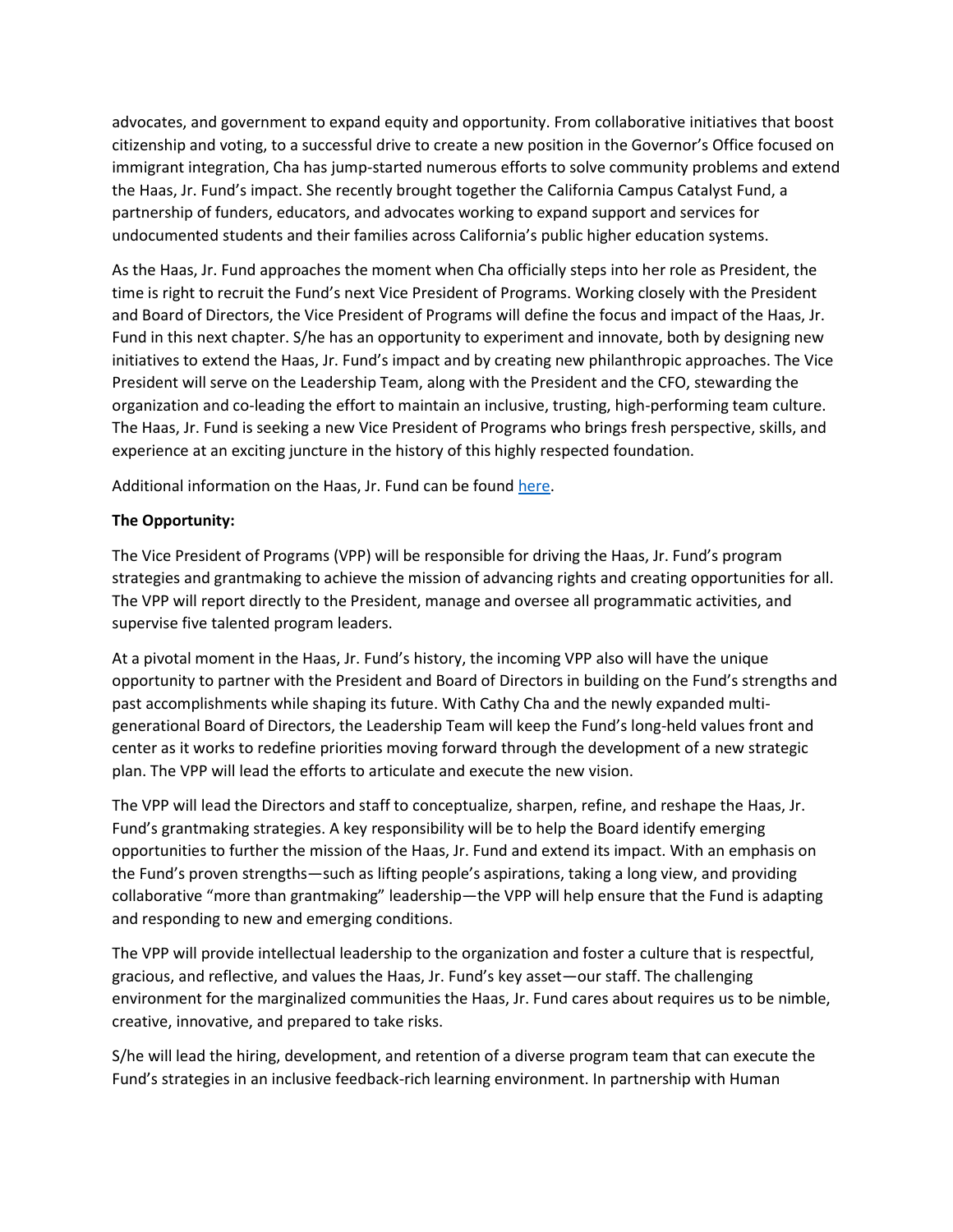advocates, and government to expand equity and opportunity. From collaborative initiatives that boost citizenship and voting, to a successful drive to create a new position in the Governor's Office focused on immigrant integration, Cha has jump-started numerous efforts to solve community problems and extend the Haas, Jr. Fund's impact. She recently brought together the California Campus Catalyst Fund, a partnership of funders, educators, and advocates working to expand support and services for undocumented students and their families across California's public higher education systems.

As the Haas, Jr. Fund approaches the moment when Cha officially steps into her role as President, the time is right to recruit the Fund's next Vice President of Programs. Working closely with the President and Board of Directors, the Vice President of Programs will define the focus and impact of the Haas, Jr. Fund in this next chapter. S/he has an opportunity to experiment and innovate, both by designing new initiatives to extend the Haas, Jr. Fund's impact and by creating new philanthropic approaches. The Vice President will serve on the Leadership Team, along with the President and the CFO, stewarding the organization and co-leading the effort to maintain an inclusive, trusting, high-performing team culture. The Haas, Jr. Fund is seeking a new Vice President of Programs who brings fresh perspective, skills, and experience at an exciting juncture in the history of this highly respected foundation.

Additional information on the Haas, Jr. Fund can be found here.

**The Opportunity:**

The Vice President of Programs (VPP) will be responsible for driving the Haas, Jr. Fund's program strategies and grantmaking to achieve the mission of advancing rights and creating opportunities for all. The VPP will report directly to the President, manage and oversee all programmatic activities, and supervise five talented program leaders.

At a pivotal moment in the Haas, Jr. Fund's history, the incoming VPP also will have the unique opportunity to partner with the President and Board of Directors in building on the Fund's strengths and past accomplishments while shaping its future. With Cathy Cha and the newly expanded multi-generational Board of Directors, the Leadership Team will keep the Fund's long-held values front and center as it works to redefine priorities moving forward through the development of a new strategic plan. The VPP will lead the efforts to articulate and execute the new vision.

The VPP will lead the Directors and staff to conceptualize, sharpen, refine, and reshape the Haas, Jr. Fund's grantmaking strategies. A key responsibility will be to help the Board identify emerging opportunities to further the mission of the Haas, Jr. Fund and extend its impact. With an emphasis on the Fund's proven strengths—such as lifting people's aspirations, taking a long view, and providing collaborative "more than grantmaking" leadership—the VPP will help ensure that the Fund is adapting and responding to new and emerging conditions.

The VPP will provide intellectual leadership to the organization and foster a culture that is respectful, gracious, and reflective, and values the Haas, Jr. Fund's key asset—our staff. The challenging environment for the marginalized communities the Haas, Jr. Fund cares about requires us to be nimble, creative, innovative, and prepared to take risks.

S/he will lead the hiring, development, and retention of a diverse program team that can execute the Fund's strategies in an inclusive feedback-rich learning environment. In partnership with Human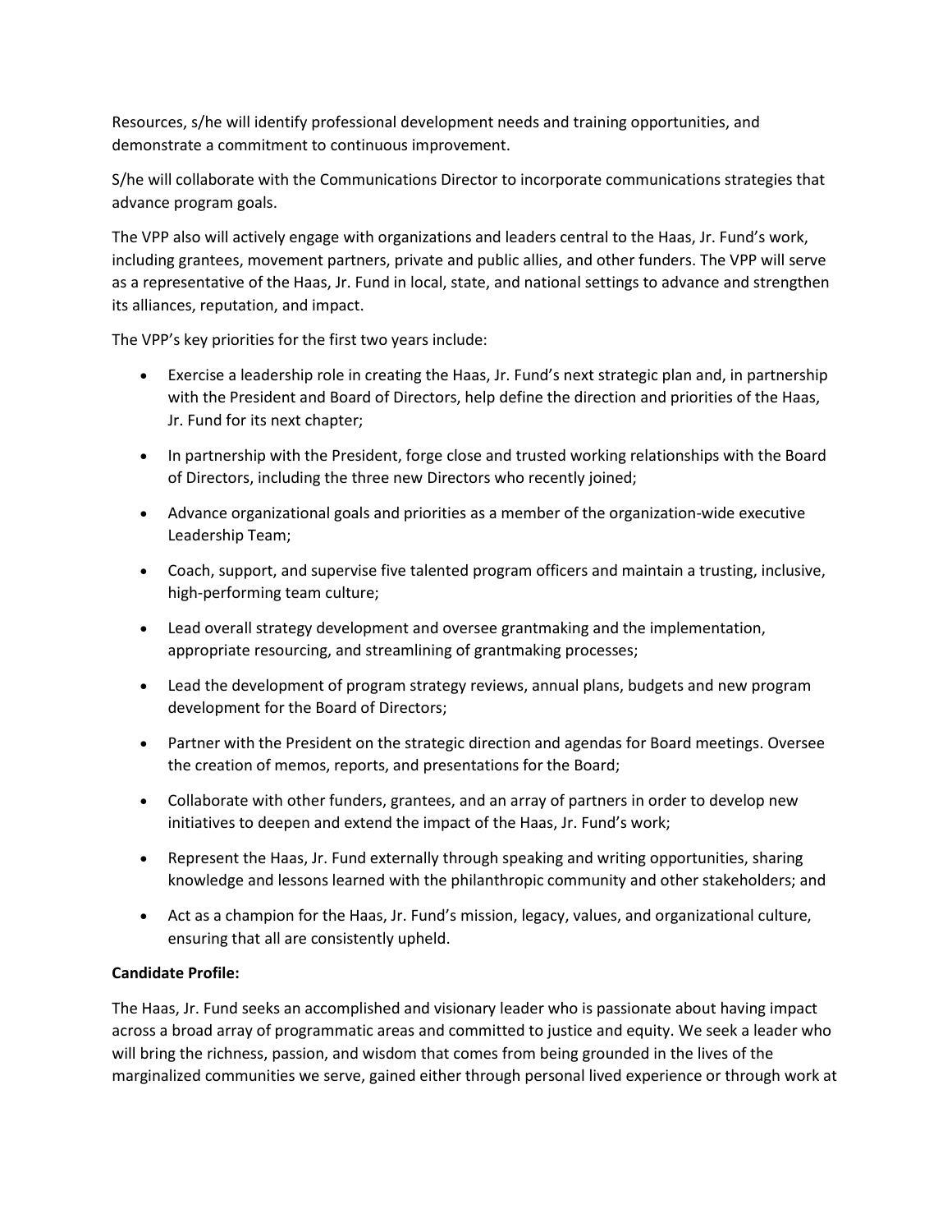Resources, s/he will identify professional development needs and training opportunities, and demonstrate a commitment to continuous improvement.

S/he will collaborate with the Communications Director to incorporate communications strategies that advance program goals.

The VPP also will actively engage with organizations and leaders central to the Haas, Jr. Fund's work, including grantees, movement partners, private and public allies, and other funders. The VPP will serve as a representative of the Haas, Jr. Fund in local, state, and national settings to advance and strengthen its alliances, reputation, and impact.

The VPP's key priorities for the first two years include:

- Exercise a leadership role in creating the Haas, Jr. Fund's next strategic plan and, in partnership with the President and Board of Directors, help define the direction and priorities of the Haas, Jr. Fund for its next chapter;
- In partnership with the President, forge close and trusted working relationships with the Board of Directors, including the three new Directors who recently joined;
- Advance organizational goals and priorities as a member of the organization-wide executive Leadership Team;
- Coach, support, and supervise five talented program officers and maintain a trusting, inclusive, high-performing team culture;
- Lead overall strategy development and oversee grantmaking and the implementation, appropriate resourcing, and streamlining of grantmaking processes;
- Lead the development of program strategy reviews, annual plans, budgets and new program development for the Board of Directors;
- Partner with the President on the strategic direction and agendas for Board meetings. Oversee the creation of memos, reports, and presentations for the Board;
- Collaborate with other funders, grantees, and an array of partners in order to develop new initiatives to deepen and extend the impact of the Haas, Jr. Fund's work;
- Represent the Haas, Jr. Fund externally through speaking and writing opportunities, sharing knowledge and lessons learned with the philanthropic community and other stakeholders; and
- Act as a champion for the Haas, Jr. Fund's mission, legacy, values, and organizational culture, ensuring that all are consistently upheld.

**Candidate Profile:**

The Haas, Jr. Fund seeks an accomplished and visionary leader who is passionate about having impact across a broad array of programmatic areas and committed to justice and equity. We seek a leader who will bring the richness, passion, and wisdom that comes from being grounded in the lives of the marginalized communities we serve, gained either through personal lived experience or through work at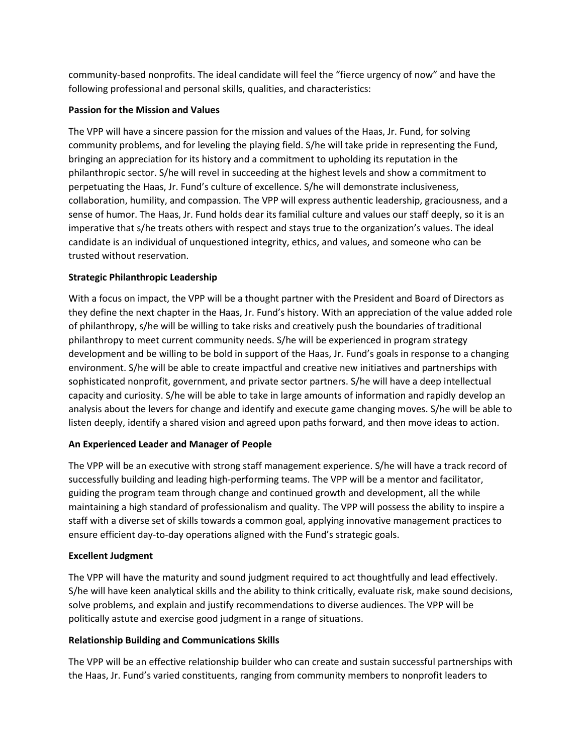community-based nonprofits. The ideal candidate will feel the "fierce urgency of now" and have the following professional and personal skills, qualities, and characteristics:

**Passion for the Mission and Values**

The VPP will have a sincere passion for the mission and values of the Haas, Jr. Fund, for solving community problems, and for leveling the playing field. S/he will take pride in representing the Fund, bringing an appreciation for its history and a commitment to upholding its reputation in the philanthropic sector. S/he will revel in succeeding at the highest levels and show a commitment to perpetuating the Haas, Jr. Fund's culture of excellence. S/he will demonstrate inclusiveness, collaboration, humility, and compassion. The VPP will express authentic leadership, graciousness, and a sense of humor. The Haas, Jr. Fund holds dear its familial culture and values our staff deeply, so it is an imperative that s/he treats others with respect and stays true to the organization's values. The ideal candidate is an individual of unquestioned integrity, ethics, and values, and someone who can be trusted without reservation.

**Strategic Philanthropic Leadership**

With a focus on impact, the VPP will be a thought partner with the President and Board of Directors as they define the next chapter in the Haas, Jr. Fund's history. With an appreciation of the value added role of philanthropy, s/he will be willing to take risks and creatively push the boundaries of traditional philanthropy to meet current community needs. S/he will be experienced in program strategy development and be willing to be bold in support of the Haas, Jr. Fund's goals in response to a changing environment. S/he will be able to create impactful and creative new initiatives and partnerships with sophisticated nonprofit, government, and private sector partners. S/he will have a deep intellectual capacity and curiosity. S/he will be able to take in large amounts of information and rapidly develop an analysis about the levers for change and identify and execute game changing moves. S/he will be able to listen deeply, identify a shared vision and agreed upon paths forward, and then move ideas to action.

**An Experienced Leader and Manager of People**

The VPP will be an executive with strong staff management experience. S/he will have a track record of successfully building and leading high-performing teams. The VPP will be a mentor and facilitator, guiding the program team through change and continued growth and development, all the while maintaining a high standard of professionalism and quality. The VPP will possess the ability to inspire a staff with a diverse set of skills towards a common goal, applying innovative management practices to ensure efficient day-to-day operations aligned with the Fund's strategic goals.

**Excellent Judgment**

The VPP will have the maturity and sound judgment required to act thoughtfully and lead effectively. S/he will have keen analytical skills and the ability to think critically, evaluate risk, make sound decisions, solve problems, and explain and justify recommendations to diverse audiences. The VPP will be politically astute and exercise good judgment in a range of situations.

**Relationship Building and Communications Skills**

The VPP will be an effective relationship builder who can create and sustain successful partnerships with the Haas, Jr. Fund's varied constituents, ranging from community members to nonprofit leaders to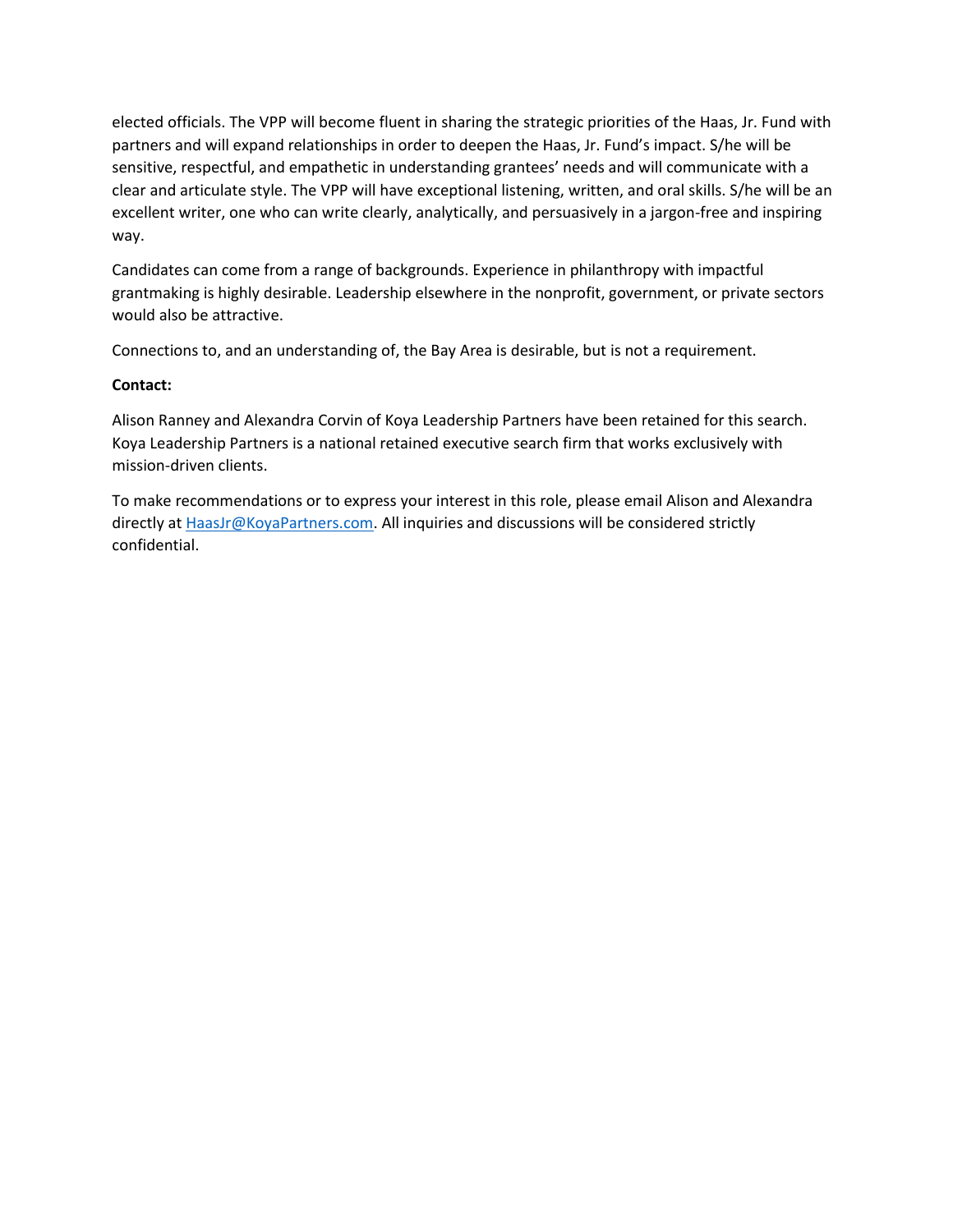elected officials. The VPP will become fluent in sharing the strategic priorities of the Haas, Jr. Fund with partners and will expand relationships in order to deepen the Haas, Jr. Fund's impact. S/he will be sensitive, respectful, and empathetic in understanding grantees' needs and will communicate with a clear and articulate style. The VPP will have exceptional listening, written, and oral skills. S/he will be an excellent writer, one who can write clearly, analytically, and persuasively in a jargon-free and inspiring way.

Candidates can come from a range of backgrounds. Experience in philanthropy with impactful grantmaking is highly desirable. Leadership elsewhere in the nonprofit, government, or private sectors would also be attractive.

Connections to, and an understanding of, the Bay Area is desirable, but is not a requirement.

**Contact:**

Alison Ranney and Alexandra Corvin of Koya Leadership Partners have been retained for this search. Koya Leadership Partners is a national retained executive search firm that works exclusively with mission-driven clients.

To make recommendations or to express your interest in this role, please email Alison and Alexandra directly at [HaasJr@KoyaPartners.com](mailto:HaasJr@KoyaPartners.com). All inquiries and discussions will be considered strictly confidential.